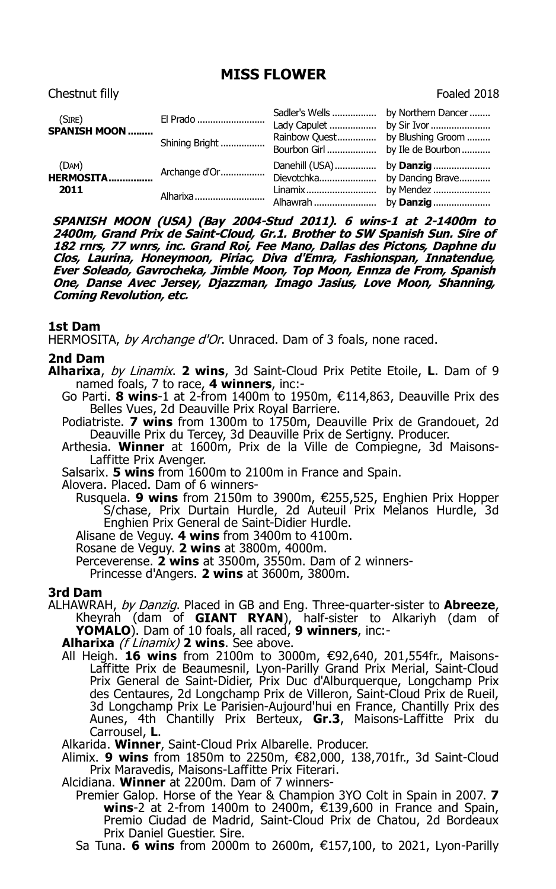# MISS FLOWER

Chestnut filly | Foaled 2018

| | | | |
|---|---|---|---|
| (SIRE) **SPANISH MOON** | El Prado | Sadler's Wells | by Northern Dancer |
| | | Lady Capulet | by Sir Ivor |
| | Shining Bright | Rainbow Quest | by Blushing Groom |
| | | Bourbon Girl | by Ile de Bourbon |
| (DAM) **HERMOSITA** 2011 | Archange d'Or | Danehill (USA) | by **Danzig** |
| | | Dievotchka | by Dancing Brave |
| | Alharixa | Linamix | by Mendez |
| | | Alhawrah | by **Danzig** |

***SPANISH MOON (USA) (Bay 2004-Stud 2011). 6 wins-1 at 2-1400m to 2400m, Grand Prix de Saint-Cloud, Gr.1. Brother to SW Spanish Sun. Sire of 182 rnrs, 77 wnrs, inc. Grand Roi, Fee Mano, Dallas des Pictons, Daphne du Clos, Laurina, Honeymoon, Piriac, Diva d'Emra, Fashionspan, Innatendue, Ever Soleado, Gavrocheka, Jimble Moon, Top Moon, Ennza de From, Spanish One, Danse Avec Jersey, Djazzman, Imago Jasius, Love Moon, Shanning, Coming Revolution, etc.***

### 1st Dam

HERMOSITA, *by Archange d'Or*. Unraced. Dam of 3 foals, none raced.

### 2nd Dam

**Alharixa**, *by Linamix*. **2 wins**, 3d Saint-Cloud Prix Petite Etoile, **L**. Dam of 9 named foals, 7 to race, **4 winners**, inc:-

- Go Parti. **8 wins**-1 at 2-from 1400m to 1950m, €114,863, Deauville Prix des Belles Vues, 2d Deauville Prix Royal Barriere.
- Podiatriste. **7 wins** from 1300m to 1750m, Deauville Prix de Grandouet, 2d Deauville Prix du Tercey, 3d Deauville Prix de Sertigny. Producer.
- Arthesia. **Winner** at 1600m, Prix de la Ville de Compiegne, 3d Maisons-Laffitte Prix Avenger.
- Salsarix. **5 wins** from 1600m to 2100m in France and Spain.
- Alovera. Placed. Dam of 6 winners-
  - Rusquela. **9 wins** from 2150m to 3900m, €255,525, Enghien Prix Hopper S/chase, Prix Durtain Hurdle, 2d Auteuil Prix Melanos Hurdle, 3d Enghien Prix General de Saint-Didier Hurdle.
  - Alisane de Veguy. **4 wins** from 3400m to 4100m.
  - Rosane de Veguy. **2 wins** at 3800m, 4000m.
  - Perceverense. **2 wins** at 3500m, 3550m. Dam of 2 winners-
    - Princesse d'Angers. **2 wins** at 3600m, 3800m.

### 3rd Dam

ALHAWRAH, *by Danzig*. Placed in GB and Eng. Three-quarter-sister to **Abreeze**, Kheyrah (dam of **GIANT RYAN**), half-sister to Alkariyh (dam of **YOMALO**). Dam of 10 foals, all raced, **9 winners**, inc:-

- **Alharixa** *(f Linamix)* **2 wins**. See above.
- All Heigh. **16 wins** from 2100m to 3000m, €92,640, 201,554fr., Maisons-Laffitte Prix de Beaumesnil, Lyon-Parilly Grand Prix Merial, Saint-Cloud Prix General de Saint-Didier, Prix Duc d'Alburquerque, Longchamp Prix des Centaures, 2d Longchamp Prix de Villeron, Saint-Cloud Prix de Rueil, 3d Longchamp Prix Le Parisien-Aujourd'hui en France, Chantilly Prix des Aunes, 4th Chantilly Prix Berteux, **Gr.3**, Maisons-Laffitte Prix du Carrousel, **L**.
- Alkarida. **Winner**, Saint-Cloud Prix Albarelle. Producer.
- Alimix. **9 wins** from 1850m to 2250m, €82,000, 138,701fr., 3d Saint-Cloud Prix Maravedis, Maisons-Laffitte Prix Fiterari.
- Alcidiana. **Winner** at 2200m. Dam of 7 winners-
  - Premier Galop. Horse of the Year & Champion 3YO Colt in Spain in 2007. **7 wins**-2 at 2-from 1400m to 2400m, €139,600 in France and Spain, Premio Ciudad de Madrid, Saint-Cloud Prix de Chatou, 2d Bordeaux Prix Daniel Guestier. Sire.
  - Sa Tuna. **6 wins** from 2000m to 2600m, €157,100, to 2021, Lyon-Parilly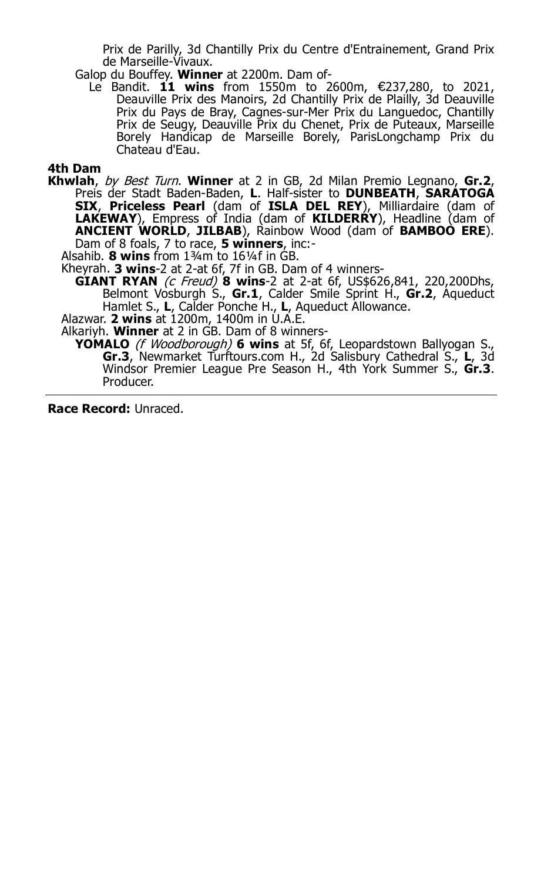Prix de Parilly, 3d Chantilly Prix du Centre d'Entrainement, Grand Prix de Marseille-Vivaux.

Galop du Bouffey. **Winner** at 2200m. Dam of-

Le Bandit. **11 wins** from 1550m to 2600m, €237,280, to 2021, Deauville Prix des Manoirs, 2d Chantilly Prix de Plailly, 3d Deauville Prix du Pays de Bray, Cagnes-sur-Mer Prix du Languedoc, Chantilly Prix de Seugy, Deauville Prix du Chenet, Prix de Puteaux, Marseille Borely Handicap de Marseille Borely, ParisLongchamp Prix du Chateau d'Eau.

**4th Dam**

**Khwlah**, *by Best Turn*. **Winner** at 2 in GB, 2d Milan Premio Legnano, **Gr.2**, Preis der Stadt Baden-Baden, **L**. Half-sister to **DUNBEATH**, **SARATOGA SIX**, **Priceless Pearl** (dam of **ISLA DEL REY**), Milliardaire (dam of **LAKEWAY**), Empress of India (dam of **KILDERRY**), Headline (dam of **ANCIENT WORLD**, **JILBAB**), Rainbow Wood (dam of **BAMBOO ERE**). Dam of 8 foals, 7 to race, **5 winners**, inc:-

Alsahib. **8 wins** from 1¾m to 16¼f in GB.

Kheyrah. **3 wins**-2 at 2-at 6f, 7f in GB. Dam of 4 winners-

**GIANT RYAN** *(c Freud)* **8 wins**-2 at 2-at 6f, US$626,841, 220,200Dhs, Belmont Vosburgh S., **Gr.1**, Calder Smile Sprint H., **Gr.2**, Aqueduct Hamlet S., **L**, Calder Ponche H., **L**, Aqueduct Allowance.

Alazwar. **2 wins** at 1200m, 1400m in U.A.E.

Alkariyh. **Winner** at 2 in GB. Dam of 8 winners-

**YOMALO** *(f Woodborough)* **6 wins** at 5f, 6f, Leopardstown Ballyogan S., **Gr.3**, Newmarket Turftours.com H., 2d Salisbury Cathedral S., **L**, 3d Windsor Premier League Pre Season H., 4th York Summer S., **Gr.3**. Producer.

---

**Race Record:** Unraced.